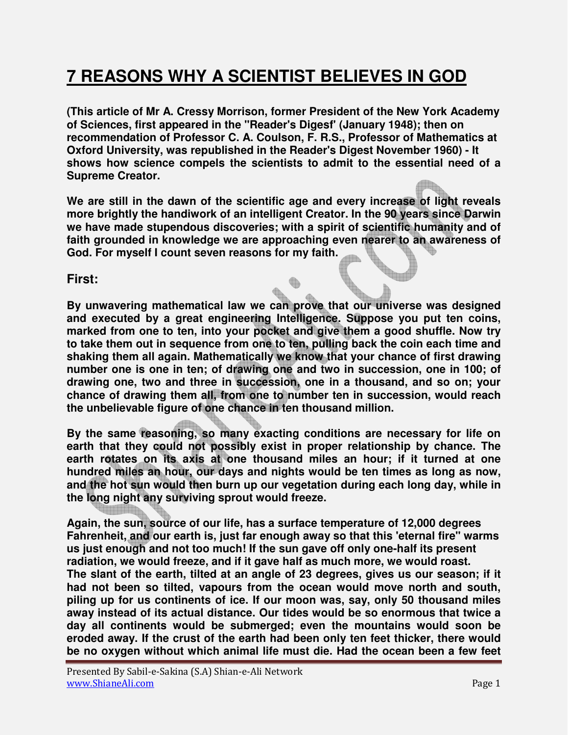# 7 REASONS WHY A SCIENTIST BELIEVES IN GOD

**(This article of Mr A. Cressy Morrison, former President of the New York Academy of Sciences, first appeared in the "Reader's Digesf' (January 1948); then on recommendation of Professor C. A. Coulson, F. R.S., Professor of Mathematics at Oxford University, was republished in the Reader's Digest November 1960) - It shows how science compels the scientists to admit to the essential need of a Supreme Creator.**

**We are still in the dawn of the scientific age and every increase of light reveals more brightly the handiwork of an intelligent Creator. In the 90 years since Darwin we have made stupendous discoveries; with a spirit of scientific humanity and of faith grounded in knowledge we are approaching even nearer to an awareness of God. For myself I count seven reasons for my faith.**

## First:

**By unwavering mathematical law we can prove that our universe was designed and executed by a great engineering Intelligence. Suppose you put ten coins, marked from one to ten, into your pocket and give them a good shuffle. Now try to take them out in sequence from one to ten, pulling back the coin each time and shaking them all again. Mathematically we know that your chance of first drawing number one is one in ten; of drawing one and two in succession, one in 100; of drawing one, two and three in succession, one in a thousand, and so on; your chance of drawing them all, from one to number ten in succession, would reach the unbelievable figure of one chance in ten thousand million.**

**By the same reasoning, so many exacting conditions are necessary for life on earth that they could not possibly exist in proper relationship by chance. The earth rotates on its axis at one thousand miles an hour; if it turned at one hundred miles an hour, our days and nights would be ten times as long as now, and the hot sun would then burn up our vegetation during each long day, while in the long night any surviving sprout would freeze.**

**Again, the sun, source of our life, has a surface temperature of 12,000 degrees Fahrenheit, and our earth is, just far enough away so that this 'eternal fire" warms us just enough and not too much! If the sun gave off only one-half its present radiation, we would freeze, and if it gave half as much more, we would roast. The slant of the earth, tilted at an angle of 23 degrees, gives us our season; if it had not been so tilted, vapours from the ocean would move north and south, piling up for us continents of ice. If our moon was, say, only 50 thousand miles away instead of its actual distance. Our tides would be so enormous that twice a day all continents would be submerged; even the mountains would soon be eroded away. If the crust of the earth had been only ten feet thicker, there would be no oxygen without which animal life must die. Had the ocean been a few feet**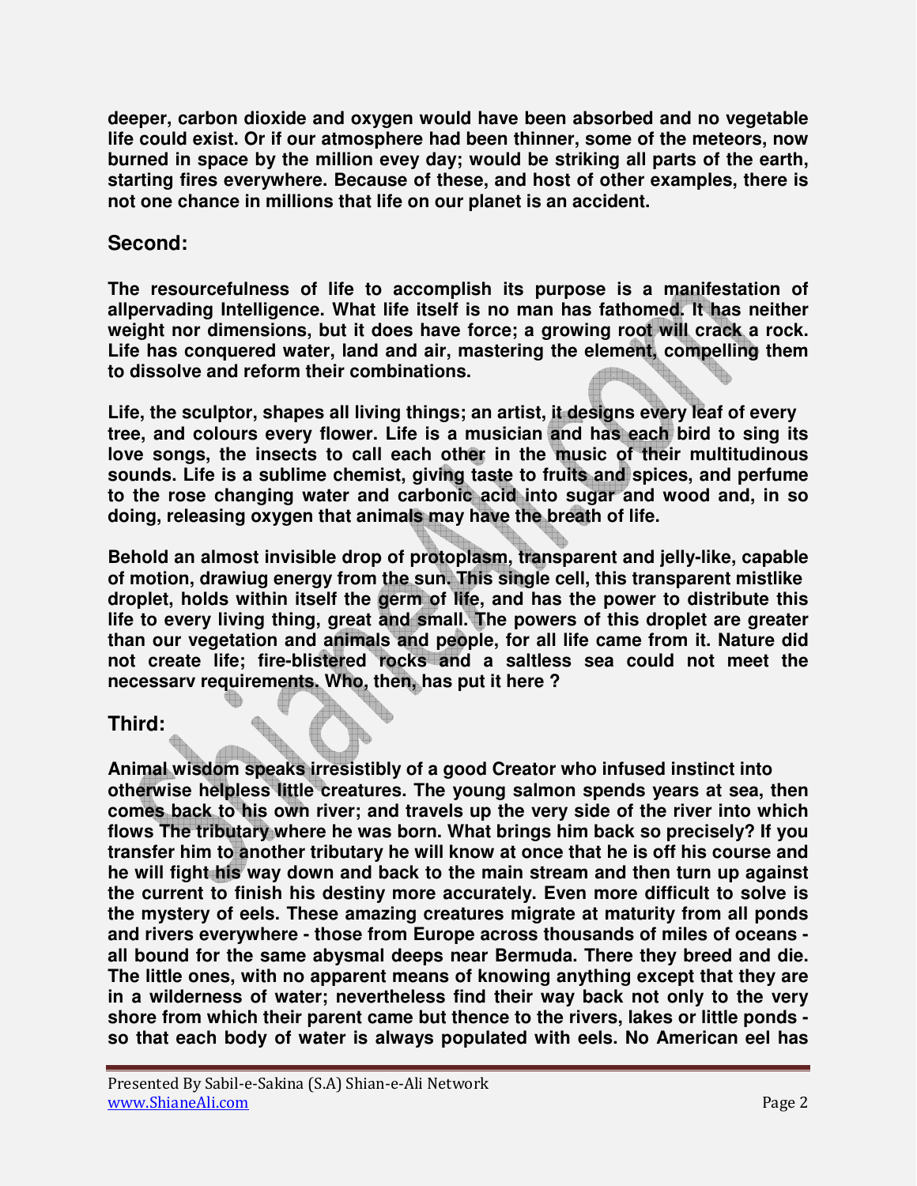**deeper, carbon dioxide and oxygen would have been absorbed and no vegetable life could exist. Or if our atmosphere had been thinner, some of the meteors, now burned in space by the million evey day; would be striking all parts of the earth, starting fires everywhere. Because of these, and host of other examples, there is not one chance in millions that life on our planet is an accident.**

## Second:

**The resourcefulness of life to accomplish its purpose is a manifestation of allpervading Intelligence. What life itself is no man has fathomed. It has neither weight nor dimensions, but it does have force; a growing root will crack a rock. Life has conquered water, land and air, mastering the element, compelling them to dissolve and reform their combinations.**

**Life, the sculptor, shapes all living things; an artist, it designs every leaf of every tree, and colours every flower. Life is a musician and has each bird to sing its love songs, the insects to call each other in the music of their multitudinous sounds. Life is a sublime chemist, giving taste to fruits and spices, and perfume to the rose changing water and carbonic acid into sugar and wood and, in so doing, releasing oxygen that animals may have the breath of life.**

**Behold an almost invisible drop of protoplasm, transparent and jelly-like, capable of motion, drawiug energy from the sun. This single cell, this transparent mistlike droplet, holds within itself the germ of life, and has the power to distribute this life to every living thing, great and small. The powers of this droplet are greater than our vegetation and animals and people, for all life came from it. Nature did not create life; fire-blistered rocks and a saltless sea could not meet the necessarv requirements. Who, then, has put it here ?**

## Third:

**Animal wisdom speaks irresistibly of a good Creator who infused instinct into otherwise helpless little creatures. The young salmon spends years at sea, then comes back to his own river; and travels up the very side of the river into which flows The tributary where he was born. What brings him back so precisely? If you transfer him to another tributary he will know at once that he is off his course and he will fight his way down and back to the main stream and then turn up against the current to finish his destiny more accurately. Even more difficult to solve is the mystery of eels. These amazing creatures migrate at maturity from all ponds and rivers everywhere - those from Europe across thousands of miles of oceans - all bound for the same abysmal deeps near Bermuda. There they breed and die. The little ones, with no apparent means of knowing anything except that they are in a wilderness of water; nevertheless find their way back not only to the very shore from which their parent came but thence to the rivers, lakes or little ponds - so that each body of water is always populated with eels. No American eel has**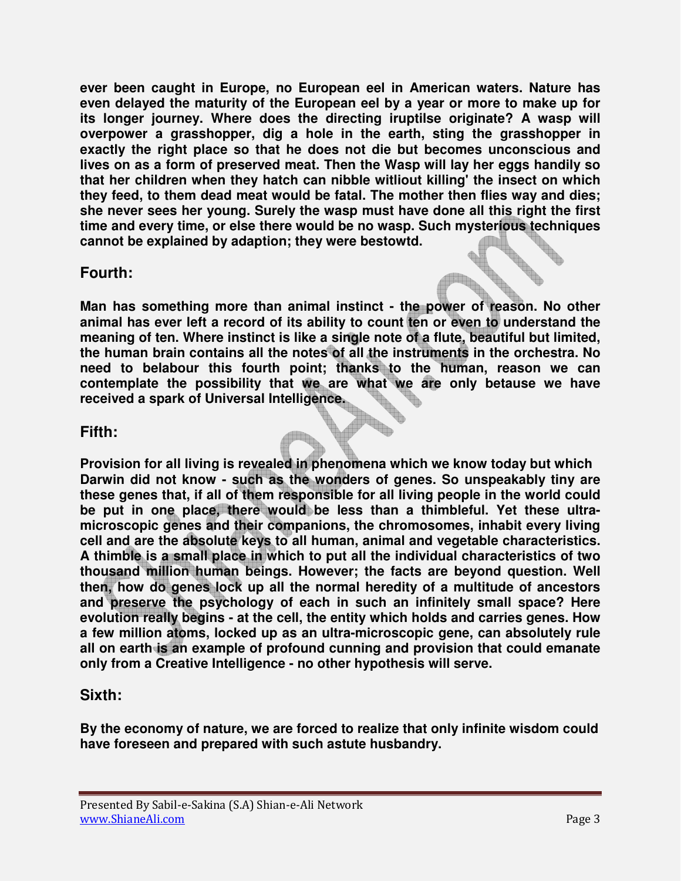**ever been caught in Europe, no European eel in American waters. Nature has even delayed the maturity of the European eel by a year or more to make up for its longer journey. Where does the directing iruptilse originate? A wasp will overpower a grasshopper, dig a hole in the earth, sting the grasshopper in exactly the right place so that he does not die but becomes unconscious and lives on as a form of preserved meat. Then the Wasp will lay her eggs handily so that her children when they hatch can nibble witliout killing' the insect on which they feed, to them dead meat would be fatal. The mother then flies way and dies; she never sees her young. Surely the wasp must have done all this right the first time and every time, or else there would be no wasp. Such mysterious techniques cannot be explained by adaption; they were bestowtd.**

## Fourth:

**Man has something more than animal instinct - the power of reason. No other animal has ever left a record of its ability to count ten or even to understand the meaning of ten. Where instinct is like a single note of a flute, beautiful but limited, the human brain contains all the notes of all the instruments in the orchestra. No need to belabour this fourth point; thanks to the human, reason we can contemplate the possibility that we are what we are only betause we have received a spark of Universal Intelligence.**

## Fifth:

**Provision for all living is revealed in phenomena which we know today but which Darwin did not know - such as the wonders of genes. So unspeakably tiny are these genes that, if all of them responsible for all living people in the world could be put in one place, there would be less than a thimbleful. Yet these ultra-microscopic genes and their companions, the chromosomes, inhabit every living cell and are the absolute keys to all human, animal and vegetable characteristics. A thimble is a small place in which to put all the individual characteristics of two thousand million human beings. However; the facts are beyond question. Well then, how do genes lock up all the normal heredity of a multitude of ancestors and preserve the psychology of each in such an infinitely small space? Here evolution really begins - at the cell, the entity which holds and carries genes. How a few million atoms, locked up as an ultra-microscopic gene, can absolutely rule all on earth is an example of profound cunning and provision that could emanate only from a Creative Intelligence - no other hypothesis will serve.**

## Sixth:

**By the economy of nature, we are forced to realize that only infinite wisdom could have foreseen and prepared with such astute husbandry.**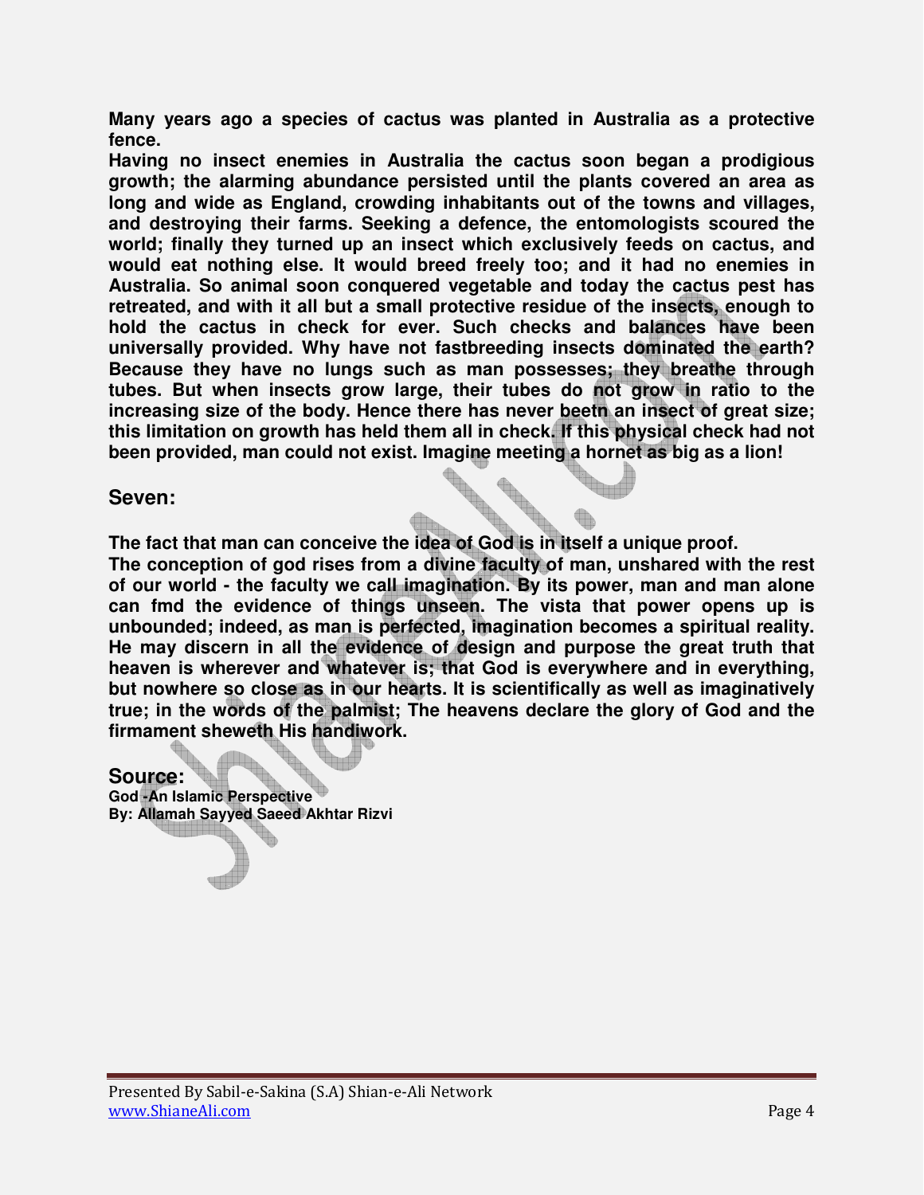**Many years ago a species of cactus was planted in Australia as a protective fence.**

**Having no insect enemies in Australia the cactus soon began a prodigious growth; the alarming abundance persisted until the plants covered an area as long and wide as England, crowding inhabitants out of the towns and villages, and destroying their farms. Seeking a defence, the entomologists scoured the world; finally they turned up an insect which exclusively feeds on cactus, and would eat nothing else. It would breed freely too; and it had no enemies in Australia. So animal soon conquered vegetable and today the cactus pest has retreated, and with it all but a small protective residue of the insects, enough to hold the cactus in check for ever. Such checks and balances have been universally provided. Why have not fastbreeding insects dominated the earth? Because they have no lungs such as man possesses; they breathe through tubes. But when insects grow large, their tubes do not grow in ratio to the increasing size of the body. Hence there has never beetn an insect of great size; this limitation on growth has held them all in check. If this physical check had not been provided, man could not exist. Imagine meeting a hornet as big as a lion!**

## Seven:

**The fact that man can conceive the idea of God is in itself a unique proof.**

**The conception of god rises from a divine faculty of man, unshared with the rest of our world - the faculty we call imagination. By its power, man and man alone can fmd the evidence of things unseen. The vista that power opens up is unbounded; indeed, as man is perfected, imagination becomes a spiritual reality. He may discern in all the evidence of design and purpose the great truth that heaven is wherever and whatever is; that God is everywhere and in everything, but nowhere so close as in our hearts. It is scientifically as well as imaginatively true; in the words of the palmist; The heavens declare the glory of God and the firmament sheweth His handiwork.**

## Source:

**God -An Islamic Perspective**
**By: Allamah Sayyed Saeed Akhtar Rizvi**